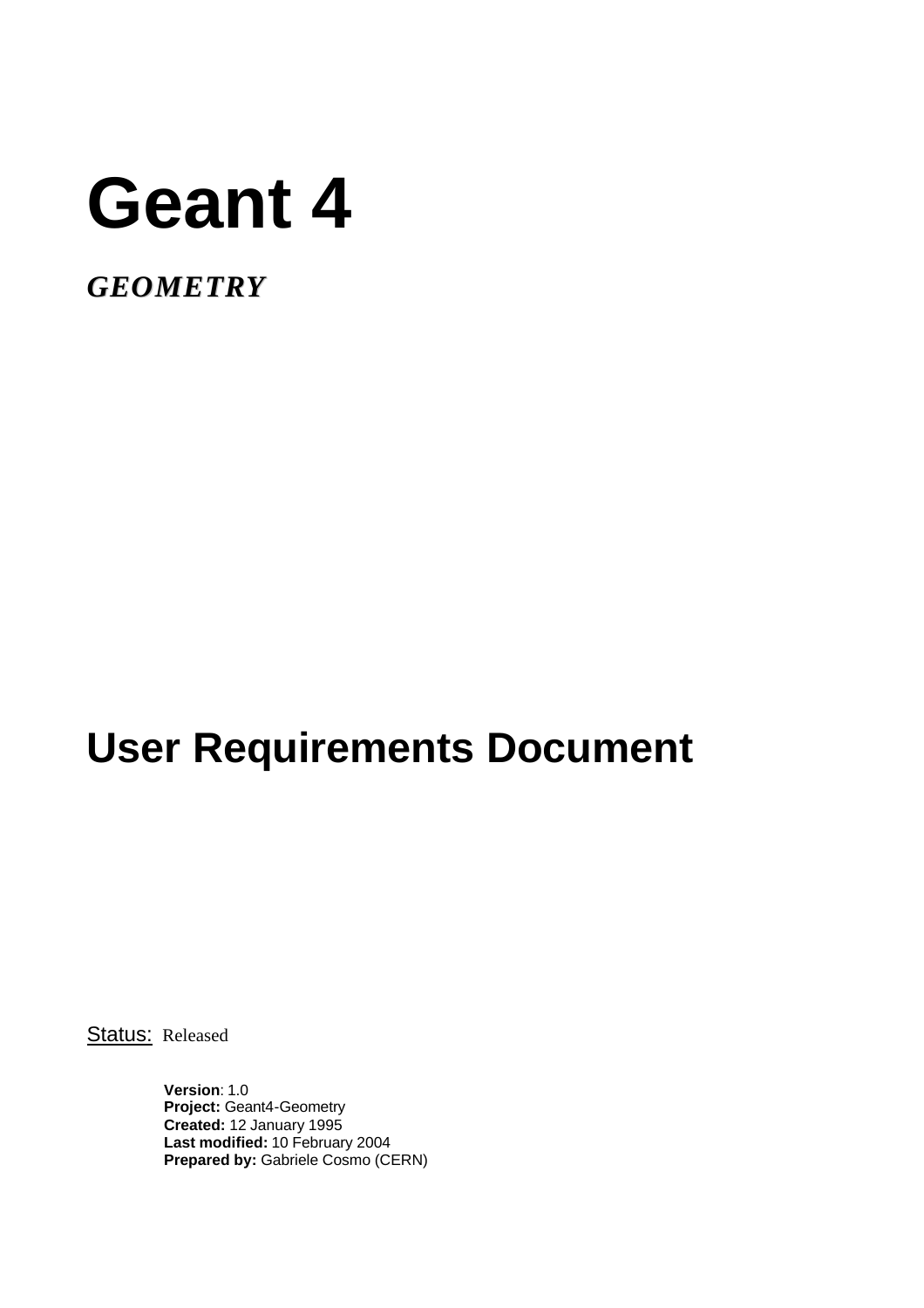# Geant 4

***GEOMETRY***

# User Requirements Document

Status: Released

**Version**: 1.0
**Project:** Geant4-Geometry
**Created:** 12 January 1995
**Last modified:** 10 February 2004
**Prepared by:** Gabriele Cosmo (CERN)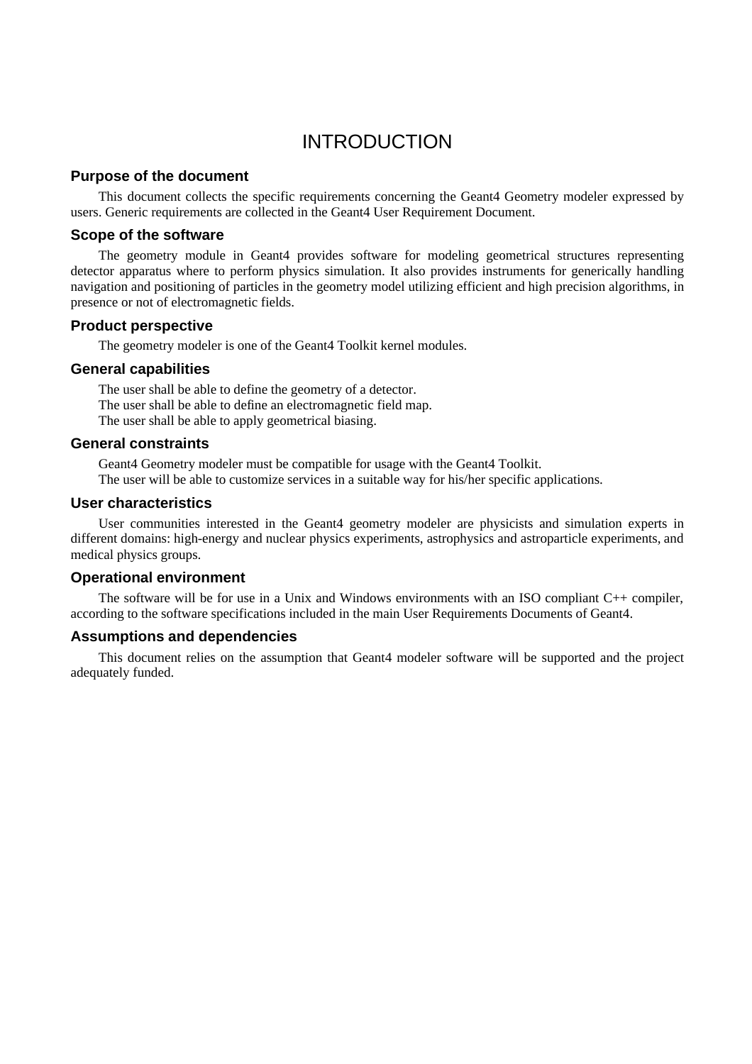# INTRODUCTION

## Purpose of the document

This document collects the specific requirements concerning the Geant4 Geometry modeler expressed by users. Generic requirements are collected in the Geant4 User Requirement Document.

## Scope of the software

The geometry module in Geant4 provides software for modeling geometrical structures representing detector apparatus where to perform physics simulation. It also provides instruments for generically handling navigation and positioning of particles in the geometry model utilizing efficient and high precision algorithms, in presence or not of electromagnetic fields.

## Product perspective

The geometry modeler is one of the Geant4 Toolkit kernel modules.

## General capabilities

The user shall be able to define the geometry of a detector.
The user shall be able to define an electromagnetic field map.
The user shall be able to apply geometrical biasing.

## General constraints

Geant4 Geometry modeler must be compatible for usage with the Geant4 Toolkit.
The user will be able to customize services in a suitable way for his/her specific applications.

## User characteristics

User communities interested in the Geant4 geometry modeler are physicists and simulation experts in different domains: high-energy and nuclear physics experiments, astrophysics and astroparticle experiments, and medical physics groups.

## Operational environment

The software will be for use in a Unix and Windows environments with an ISO compliant C++ compiler, according to the software specifications included in the main User Requirements Documents of Geant4.

## Assumptions and dependencies

This document relies on the assumption that Geant4 modeler software will be supported and the project adequately funded.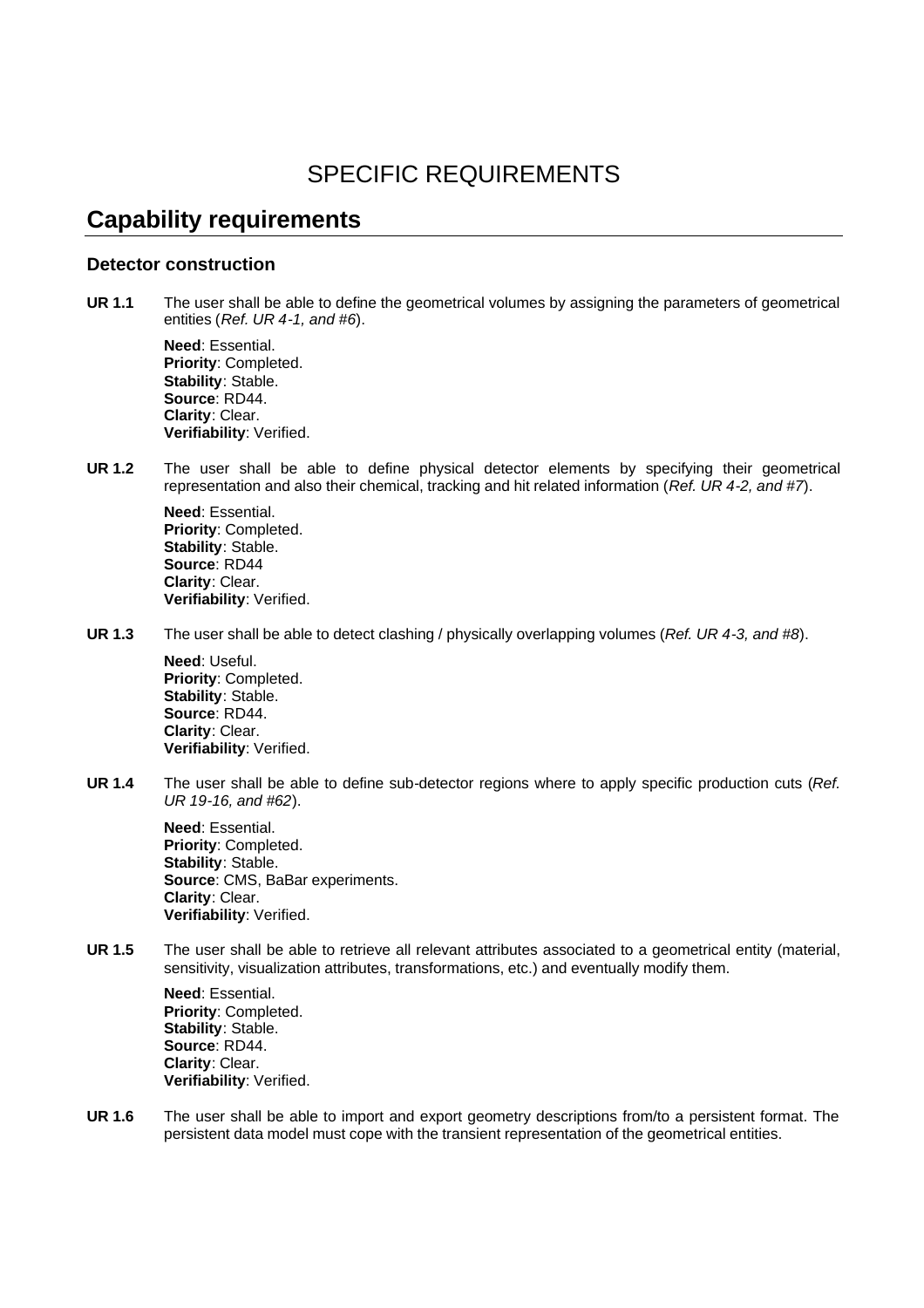# SPECIFIC REQUIREMENTS

## Capability requirements

### Detector construction

**UR 1.1** The user shall be able to define the geometrical volumes by assigning the parameters of geometrical entities (*Ref. UR 4-1, and #6*).

**Need**: Essential.
**Priority**: Completed.
**Stability**: Stable.
**Source**: RD44.
**Clarity**: Clear.
**Verifiability**: Verified.

**UR 1.2** The user shall be able to define physical detector elements by specifying their geometrical representation and also their chemical, tracking and hit related information (*Ref. UR 4-2, and #7*).

**Need**: Essential.
**Priority**: Completed.
**Stability**: Stable.
**Source**: RD44
**Clarity**: Clear.
**Verifiability**: Verified.

**UR 1.3** The user shall be able to detect clashing / physically overlapping volumes (*Ref. UR 4-3, and #8*).

**Need**: Useful.
**Priority**: Completed.
**Stability**: Stable.
**Source**: RD44.
**Clarity**: Clear.
**Verifiability**: Verified.

**UR 1.4** The user shall be able to define sub-detector regions where to apply specific production cuts (*Ref. UR 19-16, and #62*).

**Need**: Essential.
**Priority**: Completed.
**Stability**: Stable.
**Source**: CMS, BaBar experiments.
**Clarity**: Clear.
**Verifiability**: Verified.

**UR 1.5** The user shall be able to retrieve all relevant attributes associated to a geometrical entity (material, sensitivity, visualization attributes, transformations, etc.) and eventually modify them.

**Need**: Essential.
**Priority**: Completed.
**Stability**: Stable.
**Source**: RD44.
**Clarity**: Clear.
**Verifiability**: Verified.

**UR 1.6** The user shall be able to import and export geometry descriptions from/to a persistent format. The persistent data model must cope with the transient representation of the geometrical entities.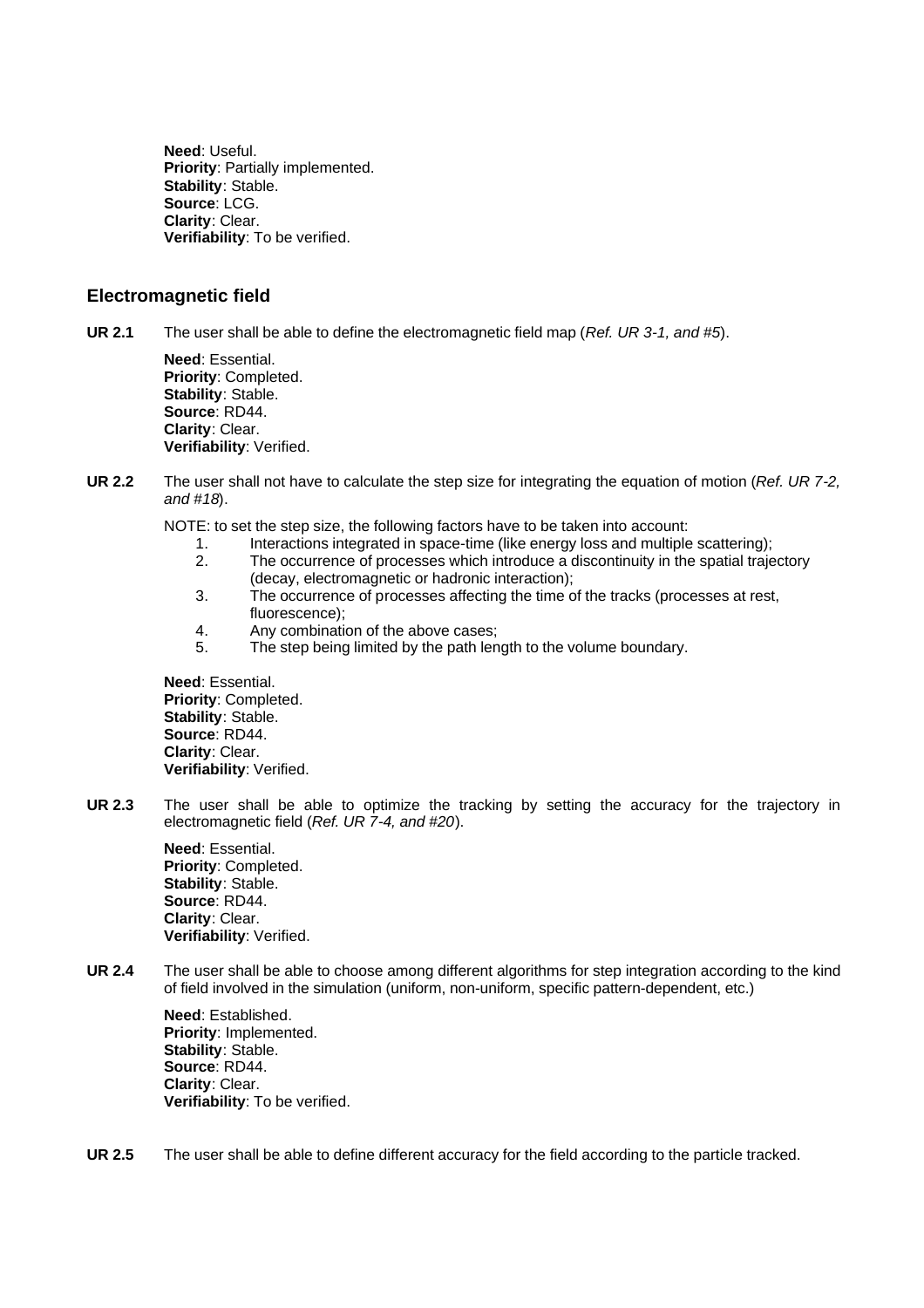**Need**: Useful.
**Priority**: Partially implemented.
**Stability**: Stable.
**Source**: LCG.
**Clarity**: Clear.
**Verifiability**: To be verified.

## Electromagnetic field

**UR 2.1** The user shall be able to define the electromagnetic field map (*Ref. UR 3-1, and #5*).

**Need**: Essential.
**Priority**: Completed.
**Stability**: Stable.
**Source**: RD44.
**Clarity**: Clear.
**Verifiability**: Verified.

**UR 2.2** The user shall not have to calculate the step size for integrating the equation of motion (*Ref. UR 7-2, and #18*).

NOTE: to set the step size, the following factors have to be taken into account:

1. Interactions integrated in space-time (like energy loss and multiple scattering);
2. The occurrence of processes which introduce a discontinuity in the spatial trajectory (decay, electromagnetic or hadronic interaction);
3. The occurrence of processes affecting the time of the tracks (processes at rest, fluorescence);
4. Any combination of the above cases;
5. The step being limited by the path length to the volume boundary.

**Need**: Essential.
**Priority**: Completed.
**Stability**: Stable.
**Source**: RD44.
**Clarity**: Clear.
**Verifiability**: Verified.

**UR 2.3** The user shall be able to optimize the tracking by setting the accuracy for the trajectory in electromagnetic field (*Ref. UR 7-4, and #20*).

**Need**: Essential.
**Priority**: Completed.
**Stability**: Stable.
**Source**: RD44.
**Clarity**: Clear.
**Verifiability**: Verified.

**UR 2.4** The user shall be able to choose among different algorithms for step integration according to the kind of field involved in the simulation (uniform, non-uniform, specific pattern-dependent, etc.)

**Need**: Established.
**Priority**: Implemented.
**Stability**: Stable.
**Source**: RD44.
**Clarity**: Clear.
**Verifiability**: To be verified.

**UR 2.5** The user shall be able to define different accuracy for the field according to the particle tracked.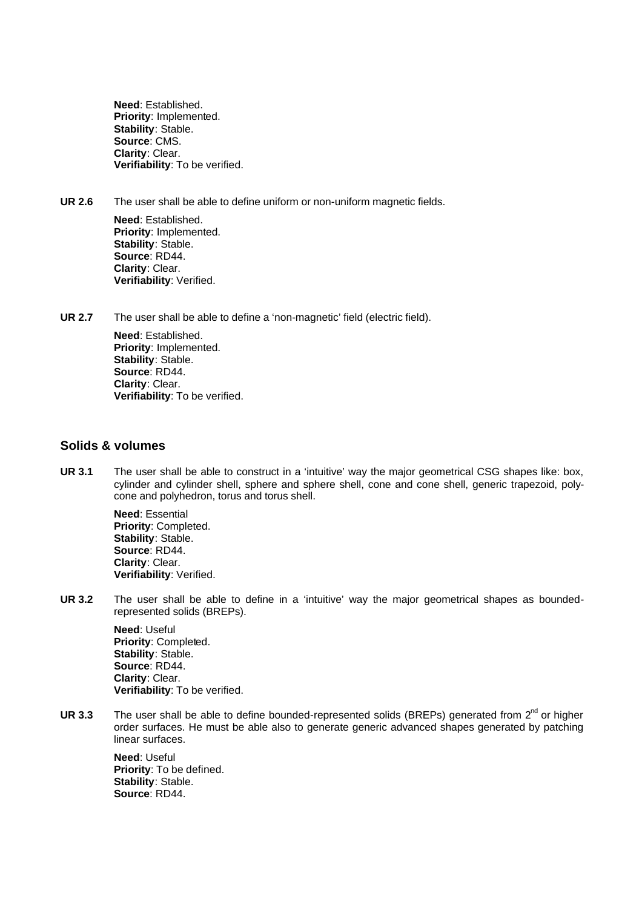**Need**: Established.
**Priority**: Implemented.
**Stability**: Stable.
**Source**: CMS.
**Clarity**: Clear.
**Verifiability**: To be verified.

**UR 2.6** The user shall be able to define uniform or non-uniform magnetic fields.

**Need**: Established.
**Priority**: Implemented.
**Stability**: Stable.
**Source**: RD44.
**Clarity**: Clear.
**Verifiability**: Verified.

**UR 2.7** The user shall be able to define a 'non-magnetic' field (electric field).

**Need**: Established.
**Priority**: Implemented.
**Stability**: Stable.
**Source**: RD44.
**Clarity**: Clear.
**Verifiability**: To be verified.

## Solids & volumes

**UR 3.1** The user shall be able to construct in a 'intuitive' way the major geometrical CSG shapes like: box, cylinder and cylinder shell, sphere and sphere shell, cone and cone shell, generic trapezoid, poly-cone and polyhedron, torus and torus shell.

**Need**: Essential
**Priority**: Completed.
**Stability**: Stable.
**Source**: RD44.
**Clarity**: Clear.
**Verifiability**: Verified.

**UR 3.2** The user shall be able to define in a 'intuitive' way the major geometrical shapes as bounded-represented solids (BREPs).

**Need**: Useful
**Priority**: Completed.
**Stability**: Stable.
**Source**: RD44.
**Clarity**: Clear.
**Verifiability**: To be verified.

**UR 3.3** The user shall be able to define bounded-represented solids (BREPs) generated from 2[nd] or higher order surfaces. He must be able also to generate generic advanced shapes generated by patching linear surfaces.

**Need**: Useful
**Priority**: To be defined.
**Stability**: Stable.
**Source**: RD44.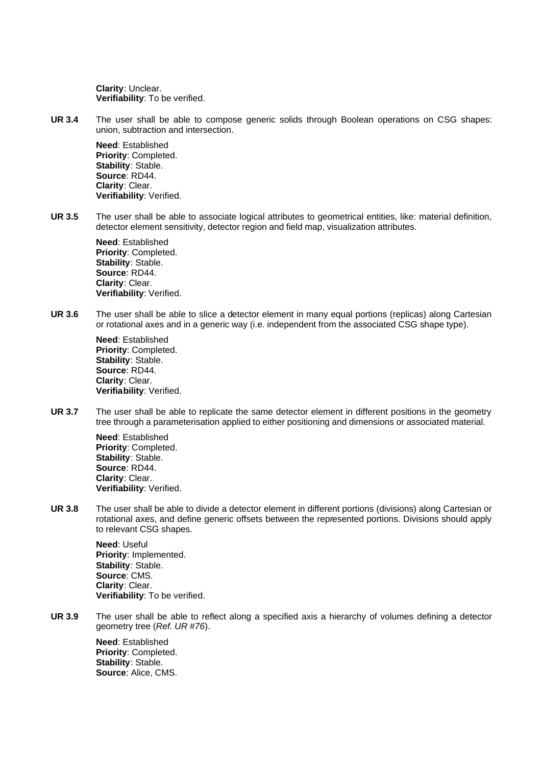**Clarity**: Unclear.
**Verifiability**: To be verified.

**UR 3.4** The user shall be able to compose generic solids through Boolean operations on CSG shapes: union, subtraction and intersection.

**Need**: Established
**Priority**: Completed.
**Stability**: Stable.
**Source**: RD44.
**Clarity**: Clear.
**Verifiability**: Verified.

**UR 3.5** The user shall be able to associate logical attributes to geometrical entities, like: material definition, detector element sensitivity, detector region and field map, visualization attributes.

**Need**: Established
**Priority**: Completed.
**Stability**: Stable.
**Source**: RD44.
**Clarity**: Clear.
**Verifiability**: Verified.

**UR 3.6** The user shall be able to slice a detector element in many equal portions (replicas) along Cartesian or rotational axes and in a generic way (i.e. independent from the associated CSG shape type).

**Need**: Established
**Priority**: Completed.
**Stability**: Stable.
**Source**: RD44.
**Clarity**: Clear.
**Verifiability**: Verified.

**UR 3.7** The user shall be able to replicate the same detector element in different positions in the geometry tree through a parameterisation applied to either positioning and dimensions or associated material.

**Need**: Established
**Priority**: Completed.
**Stability**: Stable.
**Source**: RD44.
**Clarity**: Clear.
**Verifiability**: Verified.

**UR 3.8** The user shall be able to divide a detector element in different portions (divisions) along Cartesian or rotational axes, and define generic offsets between the represented portions. Divisions should apply to relevant CSG shapes.

**Need**: Useful
**Priority**: Implemented.
**Stability**: Stable.
**Source**: CMS.
**Clarity**: Clear.
**Verifiability**: To be verified.

**UR 3.9** The user shall be able to reflect along a specified axis a hierarchy of volumes defining a detector geometry tree (*Ref. UR #76*).

**Need**: Established
**Priority**: Completed.
**Stability**: Stable.
**Source**: Alice, CMS.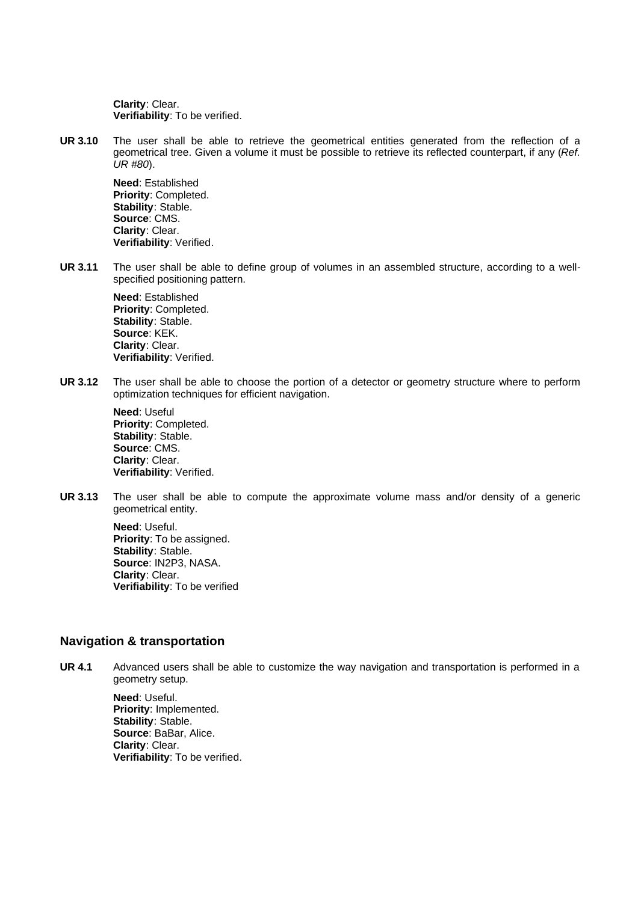**Clarity**: Clear.
**Verifiability**: To be verified.

**UR 3.10** The user shall be able to retrieve the geometrical entities generated from the reflection of a geometrical tree. Given a volume it must be possible to retrieve its reflected counterpart, if any (*Ref. UR #80*).

**Need**: Established
**Priority**: Completed.
**Stability**: Stable.
**Source**: CMS.
**Clarity**: Clear.
**Verifiability**: Verified.

**UR 3.11** The user shall be able to define group of volumes in an assembled structure, according to a well-specified positioning pattern.

**Need**: Established
**Priority**: Completed.
**Stability**: Stable.
**Source**: KEK.
**Clarity**: Clear.
**Verifiability**: Verified.

**UR 3.12** The user shall be able to choose the portion of a detector or geometry structure where to perform optimization techniques for efficient navigation.

**Need**: Useful
**Priority**: Completed.
**Stability**: Stable.
**Source**: CMS.
**Clarity**: Clear.
**Verifiability**: Verified.

**UR 3.13** The user shall be able to compute the approximate volume mass and/or density of a generic geometrical entity.

**Need**: Useful.
**Priority**: To be assigned.
**Stability**: Stable.
**Source**: IN2P3, NASA.
**Clarity**: Clear.
**Verifiability**: To be verified

## Navigation & transportation

**UR 4.1** Advanced users shall be able to customize the way navigation and transportation is performed in a geometry setup.

**Need**: Useful.
**Priority**: Implemented.
**Stability**: Stable.
**Source**: BaBar, Alice.
**Clarity**: Clear.
**Verifiability**: To be verified.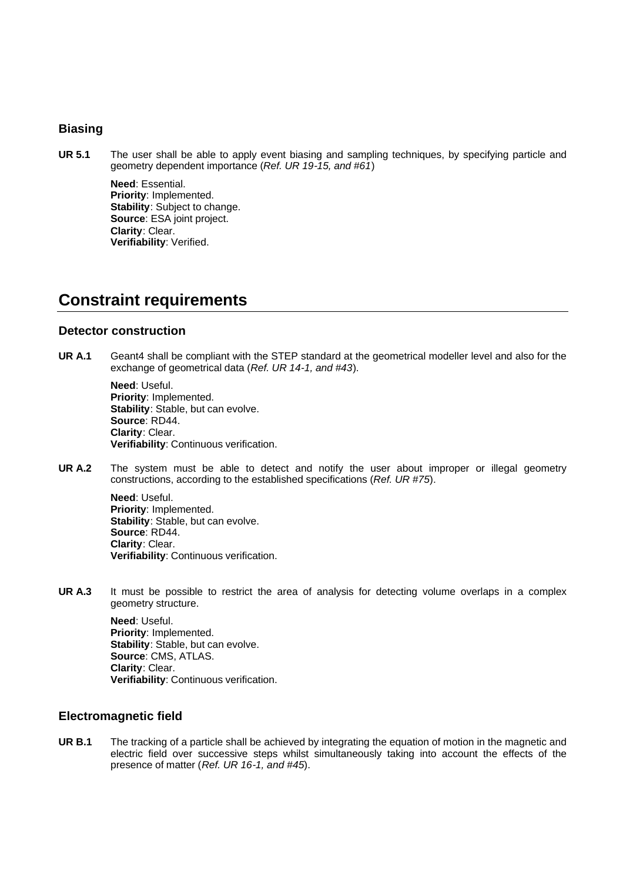### Biasing

**UR 5.1** The user shall be able to apply event biasing and sampling techniques, by specifying particle and geometry dependent importance (*Ref. UR 19-15, and #61*)

**Need**: Essential.
**Priority**: Implemented.
**Stability**: Subject to change.
**Source**: ESA joint project.
**Clarity**: Clear.
**Verifiability**: Verified.

## Constraint requirements

### Detector construction

**UR A.1** Geant4 shall be compliant with the STEP standard at the geometrical modeller level and also for the exchange of geometrical data (*Ref. UR 14-1, and #43*).

**Need**: Useful.
**Priority**: Implemented.
**Stability**: Stable, but can evolve.
**Source**: RD44.
**Clarity**: Clear.
**Verifiability**: Continuous verification.

**UR A.2** The system must be able to detect and notify the user about improper or illegal geometry constructions, according to the established specifications (*Ref. UR #75*).

**Need**: Useful.
**Priority**: Implemented.
**Stability**: Stable, but can evolve.
**Source**: RD44.
**Clarity**: Clear.
**Verifiability**: Continuous verification.

**UR A.3** It must be possible to restrict the area of analysis for detecting volume overlaps in a complex geometry structure.

**Need**: Useful.
**Priority**: Implemented.
**Stability**: Stable, but can evolve.
**Source**: CMS, ATLAS.
**Clarity**: Clear.
**Verifiability**: Continuous verification.

### Electromagnetic field

**UR B.1** The tracking of a particle shall be achieved by integrating the equation of motion in the magnetic and electric field over successive steps whilst simultaneously taking into account the effects of the presence of matter (*Ref. UR 16-1, and #45*).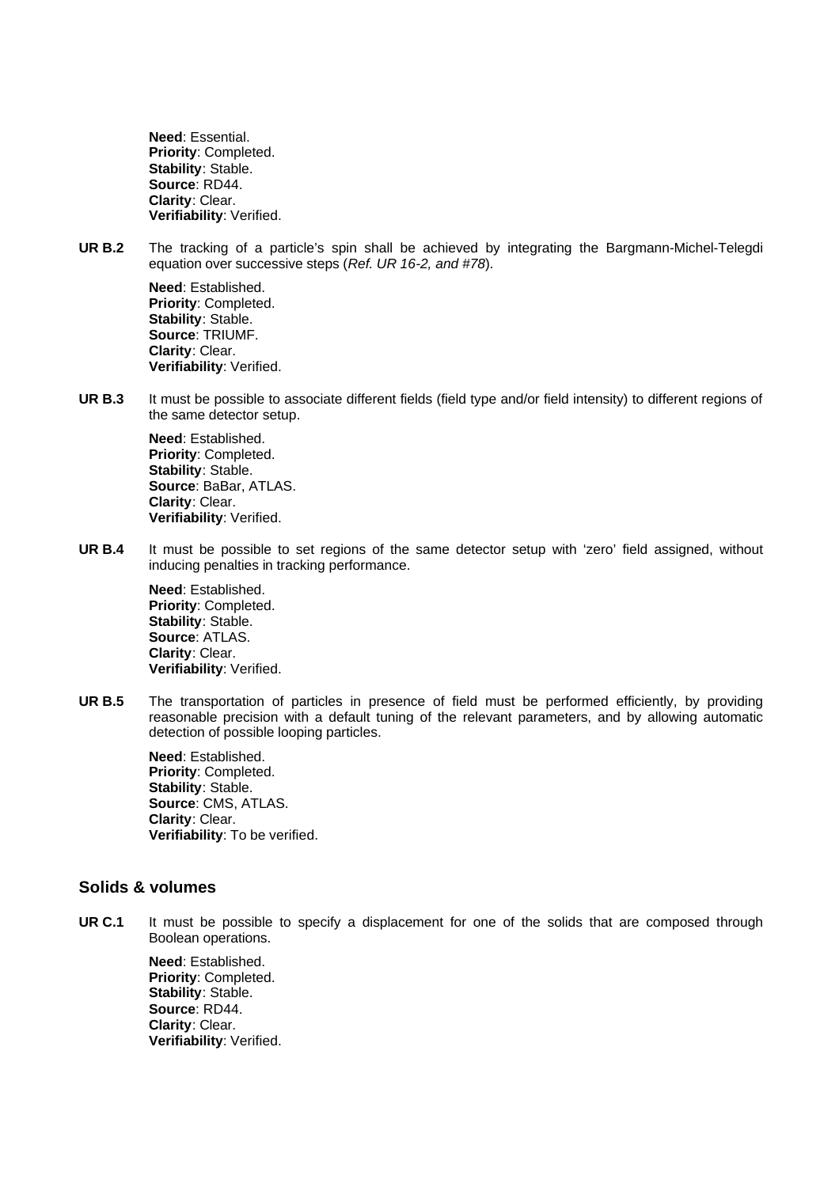**Need**: Essential.
**Priority**: Completed.
**Stability**: Stable.
**Source**: RD44.
**Clarity**: Clear.
**Verifiability**: Verified.

**UR B.2** The tracking of a particle's spin shall be achieved by integrating the Bargmann-Michel-Telegdi equation over successive steps (*Ref. UR 16-2, and #78*).

**Need**: Established.
**Priority**: Completed.
**Stability**: Stable.
**Source**: TRIUMF.
**Clarity**: Clear.
**Verifiability**: Verified.

**UR B.3** It must be possible to associate different fields (field type and/or field intensity) to different regions of the same detector setup.

**Need**: Established.
**Priority**: Completed.
**Stability**: Stable.
**Source**: BaBar, ATLAS.
**Clarity**: Clear.
**Verifiability**: Verified.

**UR B.4** It must be possible to set regions of the same detector setup with 'zero' field assigned, without inducing penalties in tracking performance.

**Need**: Established.
**Priority**: Completed.
**Stability**: Stable.
**Source**: ATLAS.
**Clarity**: Clear.
**Verifiability**: Verified.

**UR B.5** The transportation of particles in presence of field must be performed efficiently, by providing reasonable precision with a default tuning of the relevant parameters, and by allowing automatic detection of possible looping particles.

**Need**: Established.
**Priority**: Completed.
**Stability**: Stable.
**Source**: CMS, ATLAS.
**Clarity**: Clear.
**Verifiability**: To be verified.

## Solids & volumes

**UR C.1** It must be possible to specify a displacement for one of the solids that are composed through Boolean operations.

**Need**: Established.
**Priority**: Completed.
**Stability**: Stable.
**Source**: RD44.
**Clarity**: Clear.
**Verifiability**: Verified.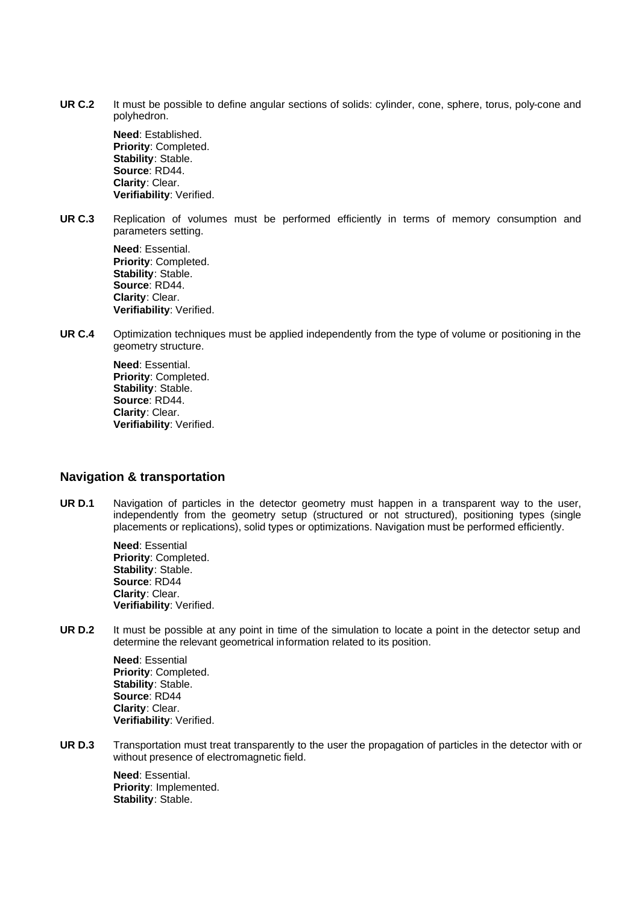**UR C.2** It must be possible to define angular sections of solids: cylinder, cone, sphere, torus, poly-cone and polyhedron.

**Need**: Established.
**Priority**: Completed.
**Stability**: Stable.
**Source**: RD44.
**Clarity**: Clear.
**Verifiability**: Verified.

**UR C.3** Replication of volumes must be performed efficiently in terms of memory consumption and parameters setting.

**Need**: Essential.
**Priority**: Completed.
**Stability**: Stable.
**Source**: RD44.
**Clarity**: Clear.
**Verifiability**: Verified.

**UR C.4** Optimization techniques must be applied independently from the type of volume or positioning in the geometry structure.

**Need**: Essential.
**Priority**: Completed.
**Stability**: Stable.
**Source**: RD44.
**Clarity**: Clear.
**Verifiability**: Verified.

## Navigation & transportation

**UR D.1** Navigation of particles in the detector geometry must happen in a transparent way to the user, independently from the geometry setup (structured or not structured), positioning types (single placements or replications), solid types or optimizations. Navigation must be performed efficiently.

**Need**: Essential
**Priority**: Completed.
**Stability**: Stable.
**Source**: RD44
**Clarity**: Clear.
**Verifiability**: Verified.

**UR D.2** It must be possible at any point in time of the simulation to locate a point in the detector setup and determine the relevant geometrical information related to its position.

**Need**: Essential
**Priority**: Completed.
**Stability**: Stable.
**Source**: RD44
**Clarity**: Clear.
**Verifiability**: Verified.

**UR D.3** Transportation must treat transparently to the user the propagation of particles in the detector with or without presence of electromagnetic field.

**Need**: Essential.
**Priority**: Implemented.
**Stability**: Stable.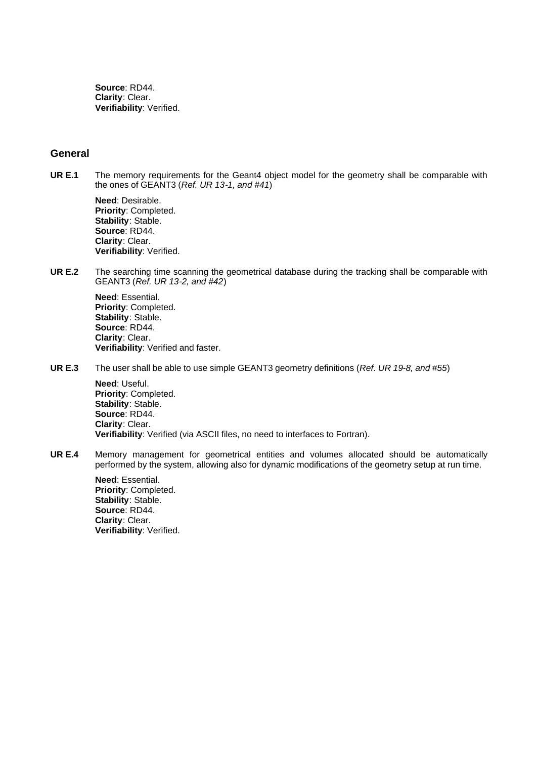**Source**: RD44.
**Clarity**: Clear.
**Verifiability**: Verified.

## General

**UR E.1** The memory requirements for the Geant4 object model for the geometry shall be comparable with the ones of GEANT3 (*Ref. UR 13-1, and #41*)

**Need**: Desirable.
**Priority**: Completed.
**Stability**: Stable.
**Source**: RD44.
**Clarity**: Clear.
**Verifiability**: Verified.

**UR E.2** The searching time scanning the geometrical database during the tracking shall be comparable with GEANT3 (*Ref. UR 13-2, and #42*)

**Need**: Essential.
**Priority**: Completed.
**Stability**: Stable.
**Source**: RD44.
**Clarity**: Clear.
**Verifiability**: Verified and faster.

**UR E.3** The user shall be able to use simple GEANT3 geometry definitions (*Ref. UR 19-8, and #55*)

**Need**: Useful.
**Priority**: Completed.
**Stability**: Stable.
**Source**: RD44.
**Clarity**: Clear.
**Verifiability**: Verified (via ASCII files, no need to interfaces to Fortran).

**UR E.4** Memory management for geometrical entities and volumes allocated should be automatically performed by the system, allowing also for dynamic modifications of the geometry setup at run time.

**Need**: Essential.
**Priority**: Completed.
**Stability**: Stable.
**Source**: RD44.
**Clarity**: Clear.
**Verifiability**: Verified.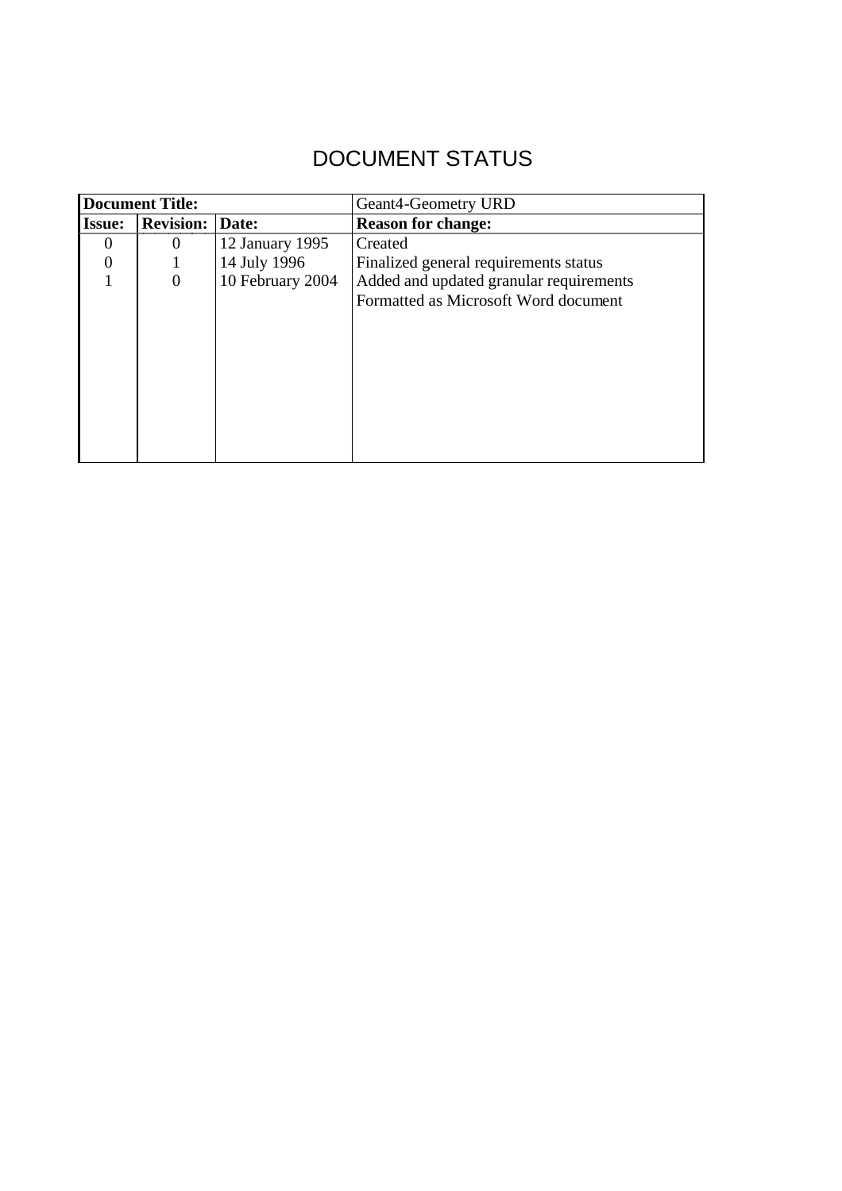# DOCUMENT STATUS

| **Document Title:** | | | Geant4-Geometry URD |
|---|---|---|---|
| **Issue:** | **Revision:** | **Date:** | **Reason for change:** |
| 0 | 0 | 12 January 1995 | Created |
| 0 | 1 | 14 July 1996 | Finalized general requirements status |
| 1 | 0 | 10 February 2004 | Added and updated granular requirements<br>Formatted as Microsoft Word document |